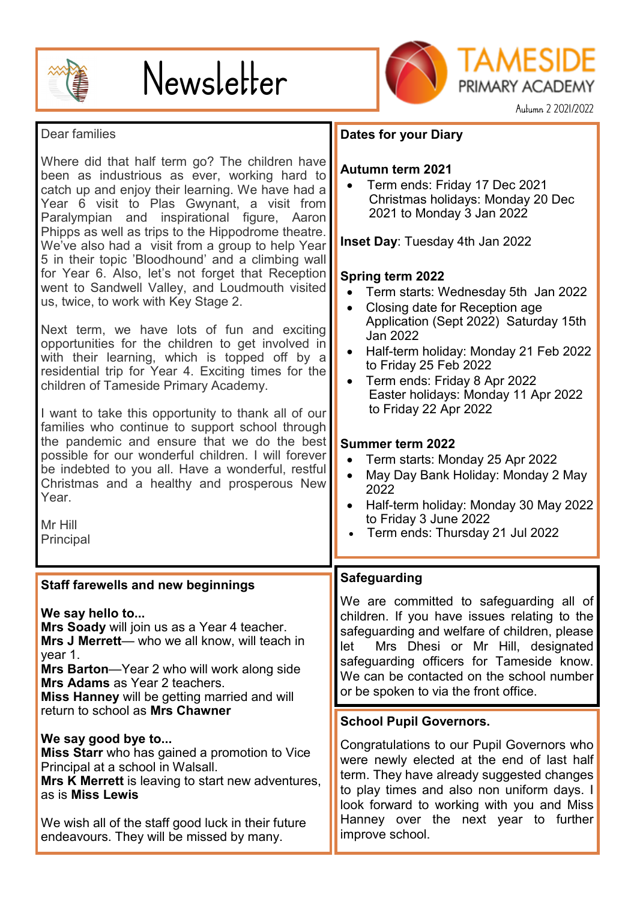# Newsletter

**TAMESIDE PRIMARY ACADEMY**

Autumn 2 2021/2022

Dear families

Where did that half term go? The children have been as industrious as ever, working hard to catch up and enjoy their learning. We have had a Year 6 visit to Plas Gwynant, a visit from Paralympian and inspirational figure, Aaron Phipps as well as trips to the Hippodrome theatre. We've also had a visit from a group to help Year 5 in their topic 'Bloodhound' and a climbing wall for Year 6. Also, let's not forget that Reception went to Sandwell Valley, and Loudmouth visited us, twice, to work with Key Stage 2.

Next term, we have lots of fun and exciting opportunities for the children to get involved in with their learning, which is topped off by a residential trip for Year 4. Exciting times for the children of Tameside Primary Academy.

I want to take this opportunity to thank all of our families who continue to support school through the pandemic and ensure that we do the best possible for our wonderful children. I will forever be indebted to you all. Have a wonderful, restful Christmas and a healthy and prosperous New Year.

Mr Hill
Principal

## Dates for your Diary

**Autumn term 2021**

- Term ends: Friday 17 Dec 2021
  Christmas holidays: Monday 20 Dec 2021 to Monday 3 Jan 2022

**Inset Day**: Tuesday 4th Jan 2022

**Spring term 2022**

- Term starts: Wednesday 5th Jan 2022
- Closing date for Reception age Application (Sept 2022) Saturday 15th Jan 2022
- Half-term holiday: Monday 21 Feb 2022 to Friday 25 Feb 2022
- Term ends: Friday 8 Apr 2022
  Easter holidays: Monday 11 Apr 2022 to Friday 22 Apr 2022

**Summer term 2022**

- Term starts: Monday 25 Apr 2022
- May Day Bank Holiday: Monday 2 May 2022
- Half-term holiday: Monday 30 May 2022 to Friday 3 June 2022
- Term ends: Thursday 21 Jul 2022

## Staff farewells and new beginnings

**We say hello to...**

**Mrs Soady** will join us as a Year 4 teacher.
**Mrs J Merrett**— who we all know, will teach in year 1.
**Mrs Barton**—Year 2 who will work along side **Mrs Adams** as Year 2 teachers.
**Miss Hanney** will be getting married and will return to school as **Mrs Chawner**

**We say good bye to...**

**Miss Starr** who has gained a promotion to Vice Principal at a school in Walsall.
**Mrs K Merrett** is leaving to start new adventures, as is **Miss Lewis**

We wish all of the staff good luck in their future endeavours. They will be missed by many.

## Safeguarding

We are committed to safeguarding all of children. If you have issues relating to the safeguarding and welfare of children, please let Mrs Dhesi or Mr Hill, designated safeguarding officers for Tameside know. We can be contacted on the school number or be spoken to via the front office.

## School Pupil Governors.

Congratulations to our Pupil Governors who were newly elected at the end of last half term. They have already suggested changes to play times and also non uniform days. I look forward to working with you and Miss Hanney over the next year to further improve school.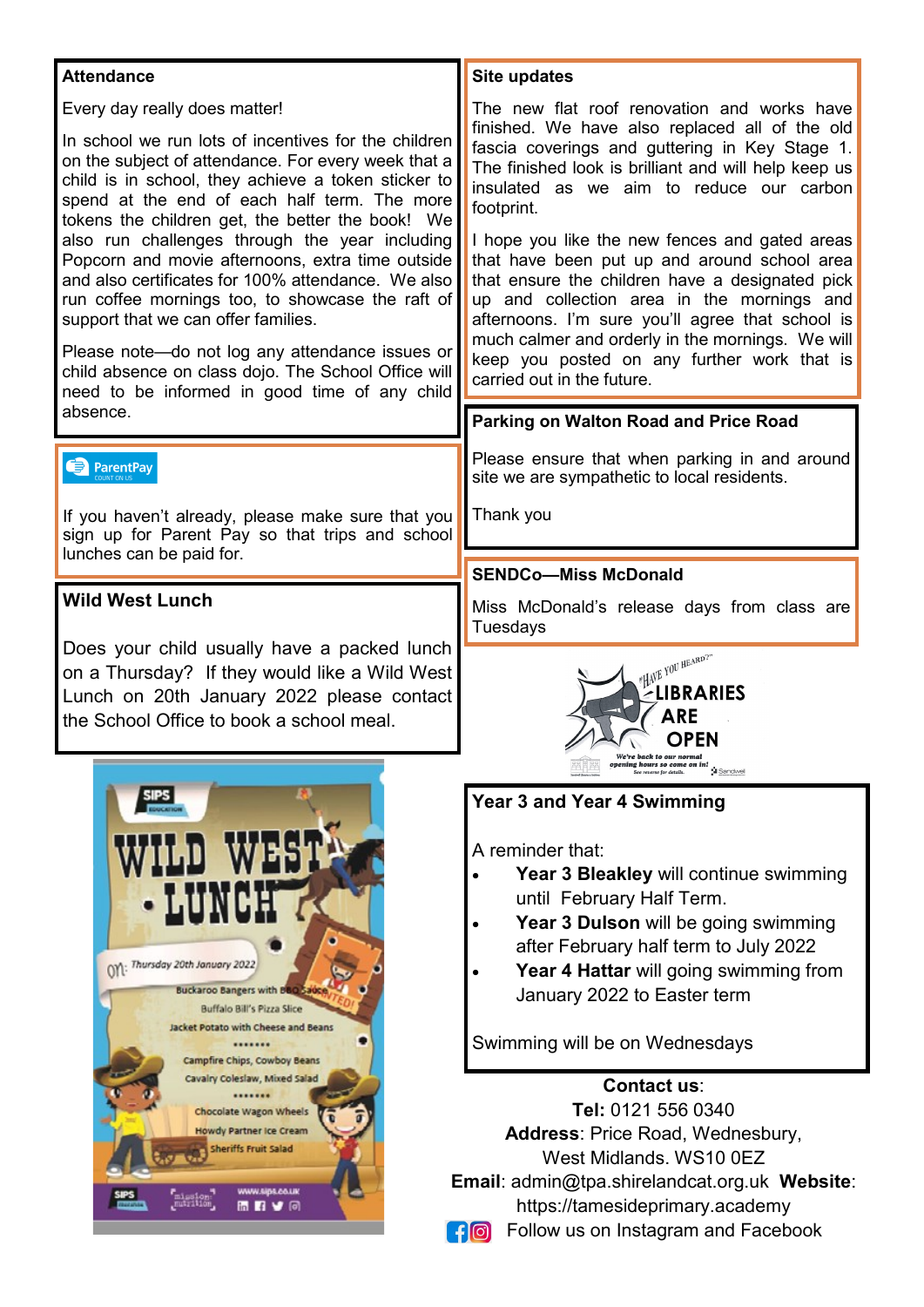## Attendance

Every day really does matter!

In school we run lots of incentives for the children on the subject of attendance. For every week that a child is in school, they achieve a token sticker to spend at the end of each half term. The more tokens the children get, the better the book! We also run challenges through the year including Popcorn and movie afternoons, extra time outside and also certificates for 100% attendance. We also run coffee mornings too, to showcase the raft of support that we can offer families.

Please note—do not log any attendance issues or child absence on class dojo. The School Office will need to be informed in good time of any child absence.

ParentPay

If you haven't already, please make sure that you sign up for Parent Pay so that trips and school lunches can be paid for.

## Wild West Lunch

Does your child usually have a packed lunch on a Thursday? If they would like a Wild West Lunch on 20th January 2022 please contact the School Office to book a school meal.

SIPS EDUCATION

WILD WEST LUNCH

on: Thursday 20th January 2022

Buckaroo Bangers with BBQ Sauce
Buffalo Bill's Pizza Slice
Jacket Potato with Cheese and Beans

Campfire Chips, Cowboy Beans
Cavalry Coleslaw, Mixed Salad

Chocolate Wagon Wheels
Howdy Partner Ice Cream
Sheriffs Fruit Salad

www.sips.co.uk

## Site updates

The new flat roof renovation and works have finished. We have also replaced all of the old fascia coverings and guttering in Key Stage 1. The finished look is brilliant and will help keep us insulated as we aim to reduce our carbon footprint.

I hope you like the new fences and gated areas that have been put up and around school area that ensure the children have a designated pick up and collection area in the mornings and afternoons. I'm sure you'll agree that school is much calmer and orderly in the mornings. We will keep you posted on any further work that is carried out in the future.

## Parking on Walton Road and Price Road

Please ensure that when parking in and around site we are sympathetic to local residents.

Thank you

## SENDCo—Miss McDonald

Miss McDonald's release days from class are Tuesdays

"HAVE YOU HEARD?" LIBRARIES ARE OPEN

We're back to our normal opening hours so come on in! See reverse for details.

## Year 3 and Year 4 Swimming

A reminder that:

- **Year 3 Bleakley** will continue swimming until February Half Term.
- **Year 3 Dulson** will be going swimming after February half term to July 2022
- **Year 4 Hattar** will going swimming from January 2022 to Easter term

Swimming will be on Wednesdays

**Contact us**:
**Tel:** 0121 556 0340
**Address**: Price Road, Wednesbury, West Midlands. WS10 0EZ
**Email**: admin@tpa.shirelandcat.org.uk **Website**: https://tamesideprimary.academy
Follow us on Instagram and Facebook